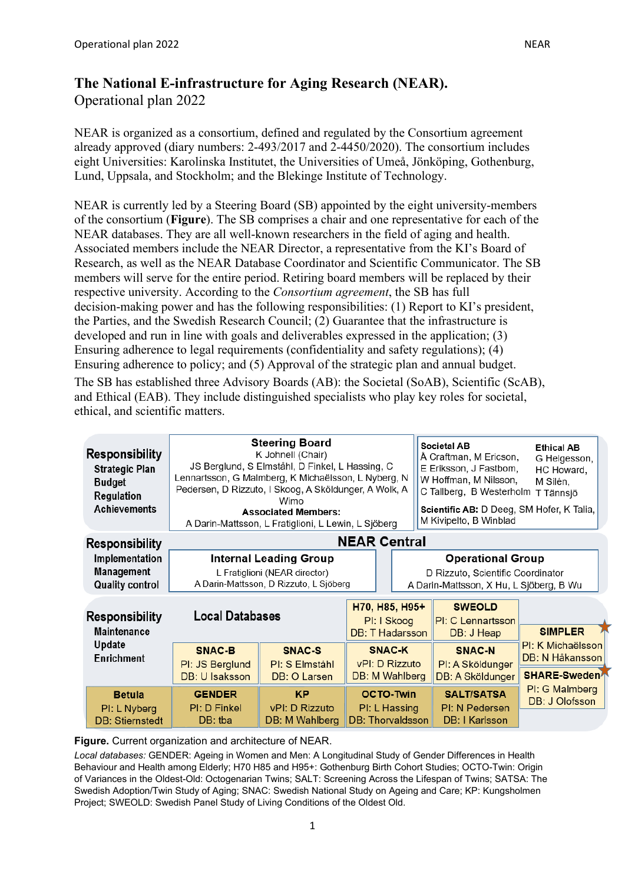# The National E-infrastructure for Aging Research (NEAR).

Operational plan 2022

NEAR is organized as a consortium, defined and regulated by the Consortium agreement already approved (diary numbers: 2-493/2017 and 2-4450/2020). The consortium includes eight Universities: Karolinska Institutet, the Universities of Umeå, Jönköping, Gothenburg, Lund, Uppsala, and Stockholm; and the Blekinge Institute of Technology.

NEAR is currently led by a Steering Board (SB) appointed by the eight university-members of the consortium (**Figure**). The SB comprises a chair and one representative for each of the NEAR databases. They are all well-known researchers in the field of aging and health. Associated members include the NEAR Director, a representative from the KI's Board of Research, as well as the NEAR Database Coordinator and Scientific Communicator. The SB members will serve for the entire period. Retiring board members will be replaced by their respective university. According to the *Consortium agreement*, the SB has full decision-making power and has the following responsibilities: (1) Report to KI's president, the Parties, and the Swedish Research Council; (2) Guarantee that the infrastructure is developed and run in line with goals and deliverables expressed in the application; (3) Ensuring adherence to legal requirements (confidentiality and safety regulations); (4) Ensuring adherence to policy; and (5) Approval of the strategic plan and annual budget.

The SB has established three Advisory Boards (AB): the Societal (SoAB), Scientific (ScAB), and Ethical (EAB). They include distinguished specialists who play key roles for societal, ethical, and scientific matters.

**Responsibility:** Strategic Plan, Budget, Regulation, Achievements

**Steering Board**
K Johnell (Chair)
JS Berglund, S Elmståhl, D Finkel, L Hassing, C Lennartsson, G Malmberg, K Michaëlsson, L Nyberg, N Pedersen, D Rizzuto, I Skoog, A Sköldunger, A Wolk, A Wimo
**Associated Members:**
A Darin-Mattsson, L Fratiglioni, L Lewin, L Sjöberg

**Societal AB:** Å Craftman, M Ericson, E Eriksson, J Fastbom, W Hoffman, M Nilsson, C Tallberg, B Westerholm

**Ethical AB:** G Helgesson, HC Howard, M Silén, T Tännsjö

**Scientific AB:** D Deeg, SM Hofer, K Talia, M Kivipelto, B Winblad

**NEAR Central**

**Responsibility:** Implementation, Management, Quality control

**Internal Leading Group**
L Fratiglioni (NEAR director)
A Darin-Mattsson, D Rizzuto, L Sjöberg

**Operational Group**
D Rizzuto, Scientific Coordinator
A Darin-Mattsson, X Hu, L Sjöberg, B Wu

**Local Databases**

**Responsibility:** Maintenance, Update, Enrichment

| Database | PI | DB |
|---|---|---|
| H70, H85, H95+ | PI: I Skoog | DB: T Hadarsson |
| SWEOLD | PI: C Lennartsson | DB: J Heap |
| SIMPLER | PI: K Michaëlsson | DB: N Håkansson |
| SNAC-B | PI: JS Berglund | DB: U Isaksson |
| SNAC-S | PI: S Elmståhl | DB: O Larsen |
| SNAC-K | vPI: D Rizzuto | DB: M Wahlberg |
| SNAC-N | PI: A Sköldunger | DB: A Sköldunger |
| SHARE-Sweden | PI: G Malmberg | DB: J Olofsson |
| Betula | PI: L Nyberg | DB: Stiernstedt |
| GENDER | PI: D Finkel | DB: tba |
| KP | vPI: D Rizzuto | DB: M Wahlberg |
| OCTO-Twin | PI: L Hassing | DB: Thorvaldsson |
| SALT/SATSA | PI: N Pedersen | DB: I Karlsson |

**Figure.** Current organization and architecture of NEAR.

*Local databases:* GENDER: Ageing in Women and Men: A Longitudinal Study of Gender Differences in Health Behaviour and Health among Elderly; H70 H85 and H95+: Gothenburg Birth Cohort Studies; OCTO-Twin: Origin of Variances in the Oldest-Old: Octogenarian Twins; SALT: Screening Across the Lifespan of Twins; SATSA: The Swedish Adoption/Twin Study of Aging; SNAC: Swedish National Study on Ageing and Care; KP: Kungsholmen Project; SWEOLD: Swedish Panel Study of Living Conditions of the Oldest Old.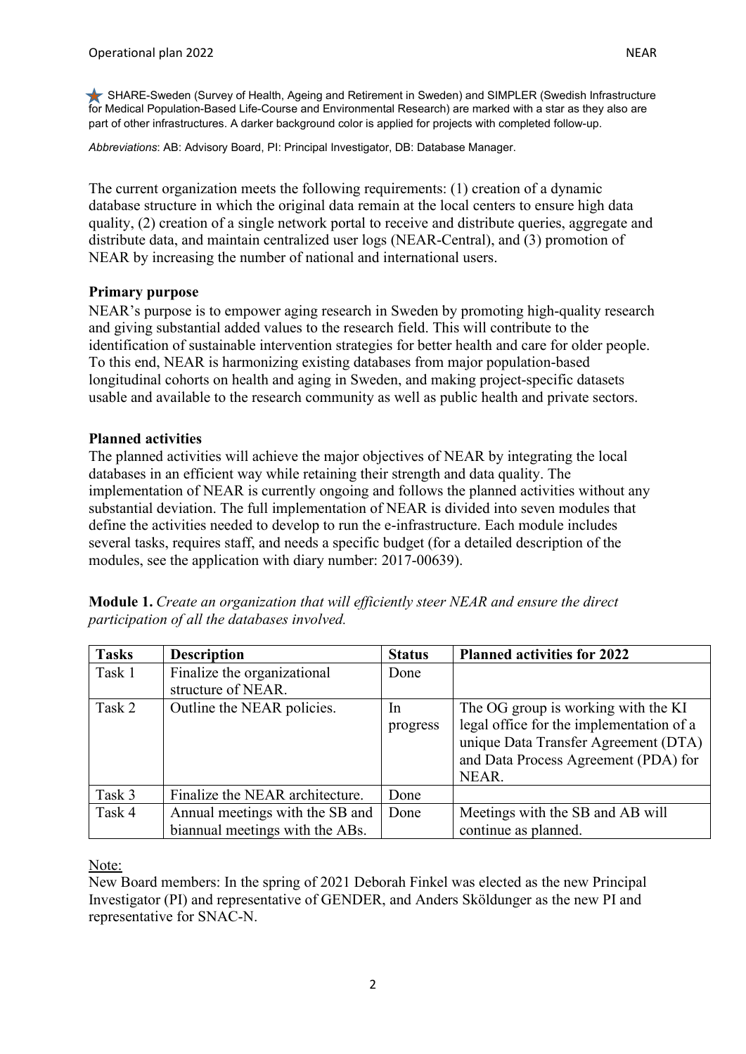★ SHARE-Sweden (Survey of Health, Ageing and Retirement in Sweden) and SIMPLER (Swedish Infrastructure for Medical Population-Based Life-Course and Environmental Research) are marked with a star as they also are part of other infrastructures. A darker background color is applied for projects with completed follow-up.

*Abbreviations*: AB: Advisory Board, PI: Principal Investigator, DB: Database Manager.

The current organization meets the following requirements: (1) creation of a dynamic database structure in which the original data remain at the local centers to ensure high data quality, (2) creation of a single network portal to receive and distribute queries, aggregate and distribute data, and maintain centralized user logs (NEAR-Central), and (3) promotion of NEAR by increasing the number of national and international users.

**Primary purpose**

NEAR's purpose is to empower aging research in Sweden by promoting high-quality research and giving substantial added values to the research field. This will contribute to the identification of sustainable intervention strategies for better health and care for older people. To this end, NEAR is harmonizing existing databases from major population-based longitudinal cohorts on health and aging in Sweden, and making project-specific datasets usable and available to the research community as well as public health and private sectors.

**Planned activities**

The planned activities will achieve the major objectives of NEAR by integrating the local databases in an efficient way while retaining their strength and data quality. The implementation of NEAR is currently ongoing and follows the planned activities without any substantial deviation. The full implementation of NEAR is divided into seven modules that define the activities needed to develop to run the e-infrastructure. Each module includes several tasks, requires staff, and needs a specific budget (for a detailed description of the modules, see the application with diary number: 2017-00639).

**Module 1.** *Create an organization that will efficiently steer NEAR and ensure the direct participation of all the databases involved.*

| Tasks | Description | Status | Planned activities for 2022 |
|---|---|---|---|
| Task 1 | Finalize the organizational structure of NEAR. | Done | |
| Task 2 | Outline the NEAR policies. | In progress | The OG group is working with the KI legal office for the implementation of a unique Data Transfer Agreement (DTA) and Data Process Agreement (PDA) for NEAR. |
| Task 3 | Finalize the NEAR architecture. | Done | |
| Task 4 | Annual meetings with the SB and biannual meetings with the ABs. | Done | Meetings with the SB and AB will continue as planned. |

Note:

New Board members: In the spring of 2021 Deborah Finkel was elected as the new Principal Investigator (PI) and representative of GENDER, and Anders Sköldunger as the new PI and representative for SNAC-N.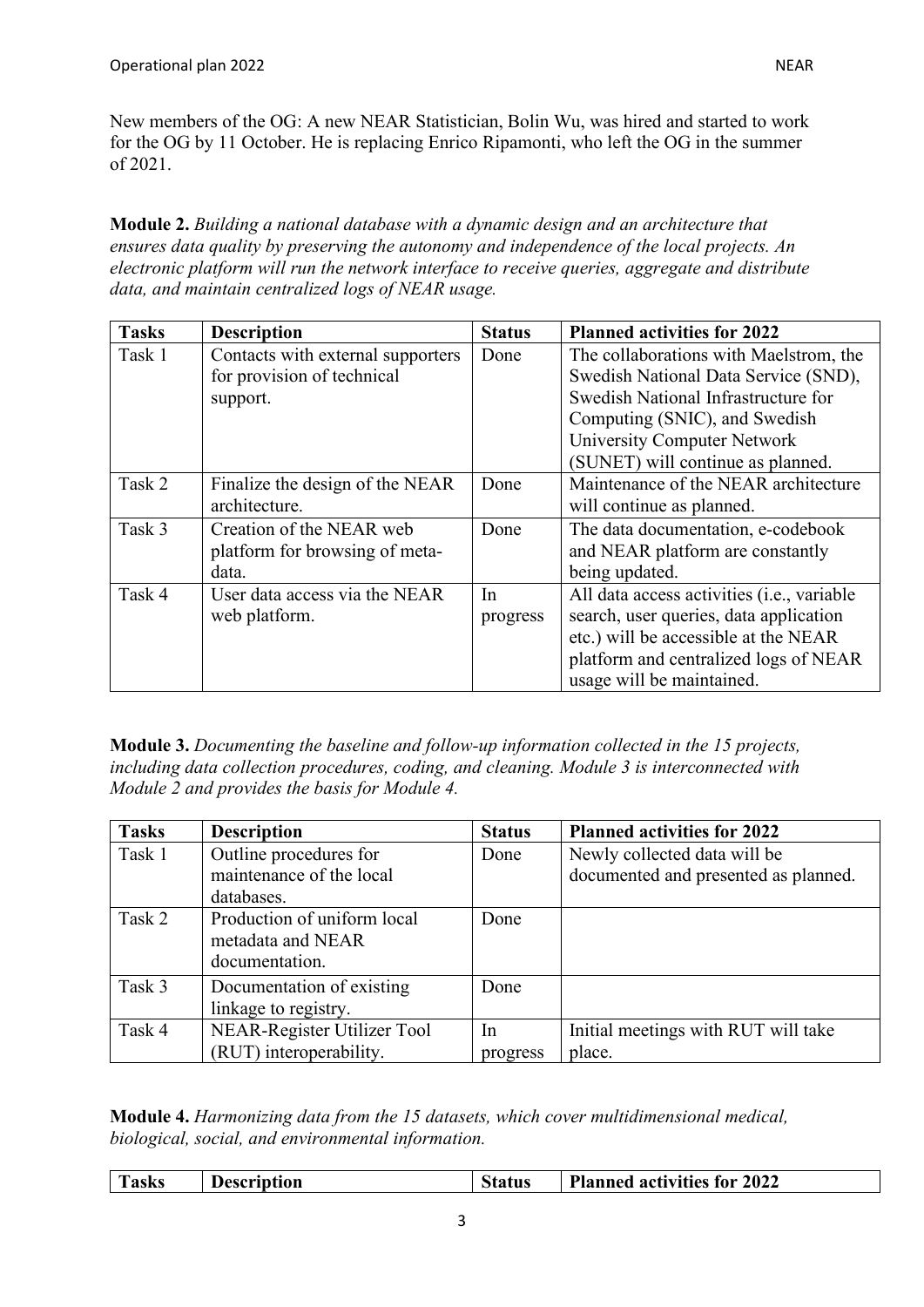New members of the OG: A new NEAR Statistician, Bolin Wu, was hired and started to work for the OG by 11 October. He is replacing Enrico Ripamonti, who left the OG in the summer of 2021.

**Module 2.** *Building a national database with a dynamic design and an architecture that ensures data quality by preserving the autonomy and independence of the local projects. An electronic platform will run the network interface to receive queries, aggregate and distribute data, and maintain centralized logs of NEAR usage.*

| Tasks | Description | Status | Planned activities for 2022 |
|---|---|---|---|
| Task 1 | Contacts with external supporters for provision of technical support. | Done | The collaborations with Maelstrom, the Swedish National Data Service (SND), Swedish National Infrastructure for Computing (SNIC), and Swedish University Computer Network (SUNET) will continue as planned. |
| Task 2 | Finalize the design of the NEAR architecture. | Done | Maintenance of the NEAR architecture will continue as planned. |
| Task 3 | Creation of the NEAR web platform for browsing of meta-data. | Done | The data documentation, e-codebook and NEAR platform are constantly being updated. |
| Task 4 | User data access via the NEAR web platform. | In progress | All data access activities (i.e., variable search, user queries, data application etc.) will be accessible at the NEAR platform and centralized logs of NEAR usage will be maintained. |

**Module 3.** *Documenting the baseline and follow-up information collected in the 15 projects, including data collection procedures, coding, and cleaning. Module 3 is interconnected with Module 2 and provides the basis for Module 4.*

| Tasks | Description | Status | Planned activities for 2022 |
|---|---|---|---|
| Task 1 | Outline procedures for maintenance of the local databases. | Done | Newly collected data will be documented and presented as planned. |
| Task 2 | Production of uniform local metadata and NEAR documentation. | Done | |
| Task 3 | Documentation of existing linkage to registry. | Done | |
| Task 4 | NEAR-Register Utilizer Tool (RUT) interoperability. | In progress | Initial meetings with RUT will take place. |

**Module 4.** *Harmonizing data from the 15 datasets, which cover multidimensional medical, biological, social, and environmental information.*

| Tasks | Description | Status | Planned activities for 2022 |
|---|---|---|---|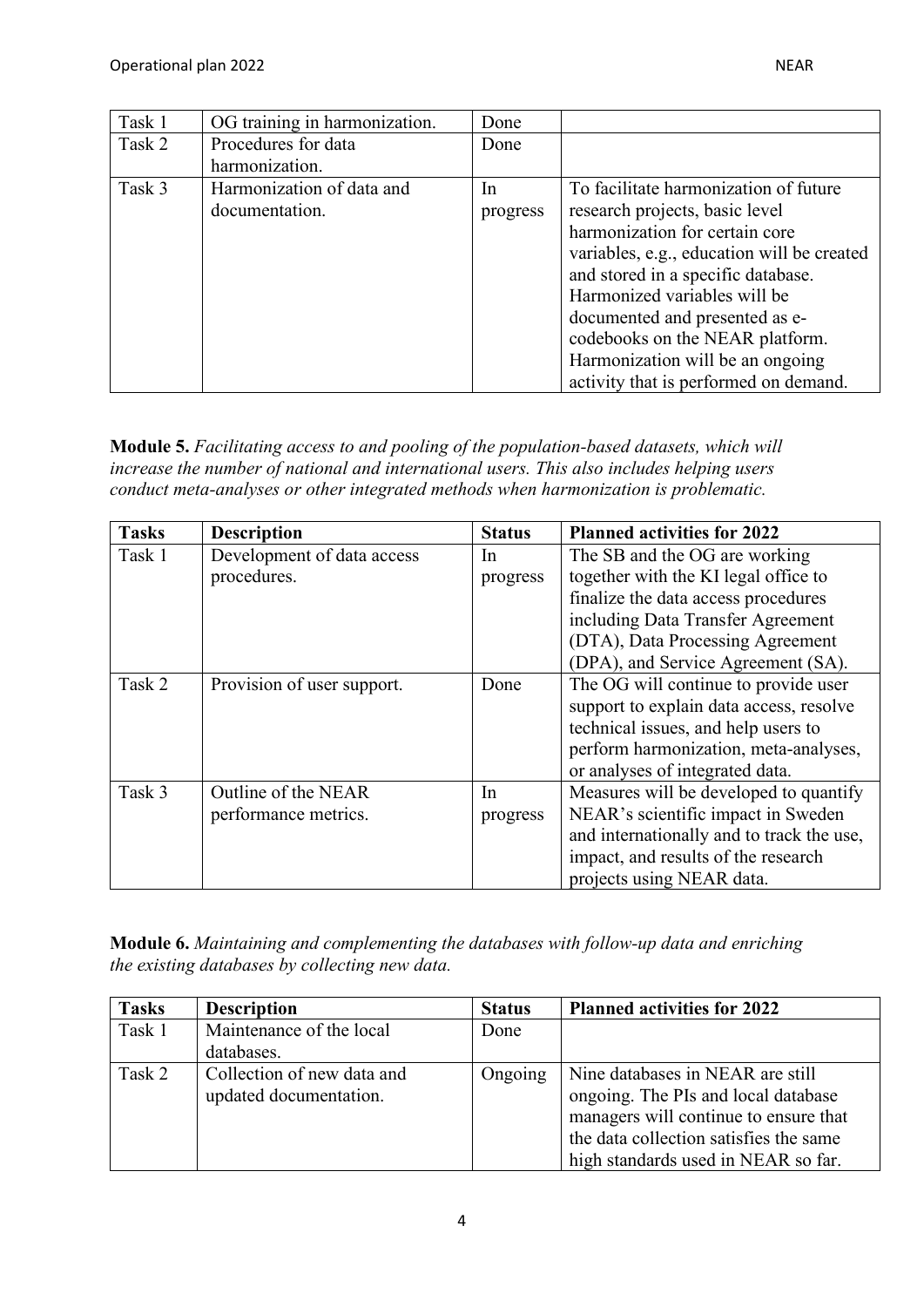| | | | |
|---|---|---|---|
| Task 1 | OG training in harmonization. | Done | |
| Task 2 | Procedures for data harmonization. | Done | |
| Task 3 | Harmonization of data and documentation. | In progress | To facilitate harmonization of future research projects, basic level harmonization for certain core variables, e.g., education will be created and stored in a specific database. Harmonized variables will be documented and presented as e-codebooks on the NEAR platform. Harmonization will be an ongoing activity that is performed on demand. |

**Module 5.** *Facilitating access to and pooling of the population-based datasets, which will increase the number of national and international users. This also includes helping users conduct meta-analyses or other integrated methods when harmonization is problematic.*

| Tasks | Description | Status | Planned activities for 2022 |
|---|---|---|---|
| Task 1 | Development of data access procedures. | In progress | The SB and the OG are working together with the KI legal office to finalize the data access procedures including Data Transfer Agreement (DTA), Data Processing Agreement (DPA), and Service Agreement (SA). |
| Task 2 | Provision of user support. | Done | The OG will continue to provide user support to explain data access, resolve technical issues, and help users to perform harmonization, meta-analyses, or analyses of integrated data. |
| Task 3 | Outline of the NEAR performance metrics. | In progress | Measures will be developed to quantify NEAR's scientific impact in Sweden and internationally and to track the use, impact, and results of the research projects using NEAR data. |

**Module 6.** *Maintaining and complementing the databases with follow-up data and enriching the existing databases by collecting new data.*

| Tasks | Description | Status | Planned activities for 2022 |
|---|---|---|---|
| Task 1 | Maintenance of the local databases. | Done | |
| Task 2 | Collection of new data and updated documentation. | Ongoing | Nine databases in NEAR are still ongoing. The PIs and local database managers will continue to ensure that the data collection satisfies the same high standards used in NEAR so far. |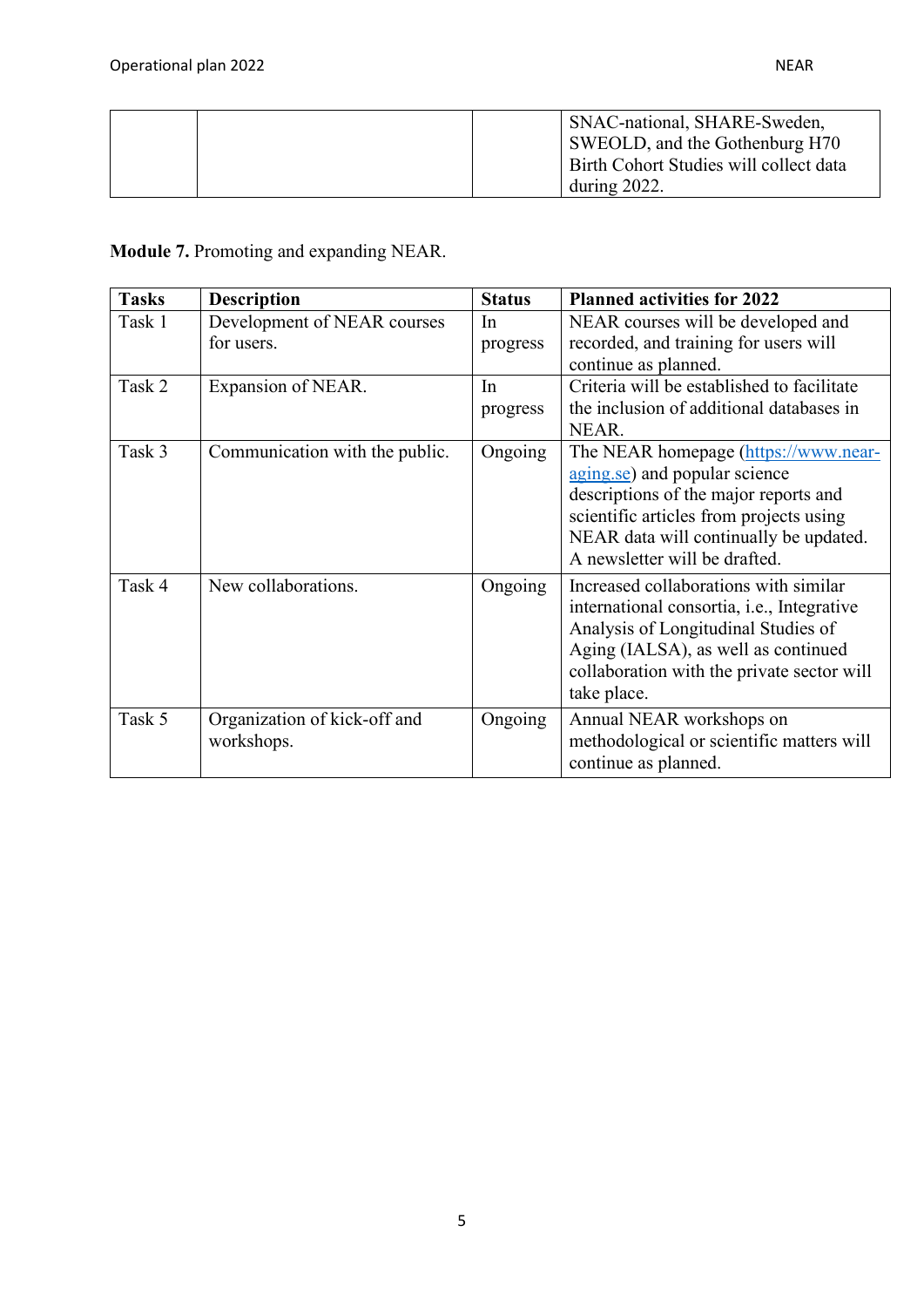| | | | |
|---|---|---|---|
| | | | SNAC-national, SHARE-Sweden, SWEOLD, and the Gothenburg H70 Birth Cohort Studies will collect data during 2022. |

**Module 7.** Promoting and expanding NEAR.

| Tasks | Description | Status | Planned activities for 2022 |
|---|---|---|---|
| Task 1 | Development of NEAR courses for users. | In progress | NEAR courses will be developed and recorded, and training for users will continue as planned. |
| Task 2 | Expansion of NEAR. | In progress | Criteria will be established to facilitate the inclusion of additional databases in NEAR. |
| Task 3 | Communication with the public. | Ongoing | The NEAR homepage ([https://www.near-aging.se](https://www.near-aging.se)) and popular science descriptions of the major reports and scientific articles from projects using NEAR data will continually be updated. A newsletter will be drafted. |
| Task 4 | New collaborations. | Ongoing | Increased collaborations with similar international consortia, i.e., Integrative Analysis of Longitudinal Studies of Aging (IALSA), as well as continued collaboration with the private sector will take place. |
| Task 5 | Organization of kick-off and workshops. | Ongoing | Annual NEAR workshops on methodological or scientific matters will continue as planned. |